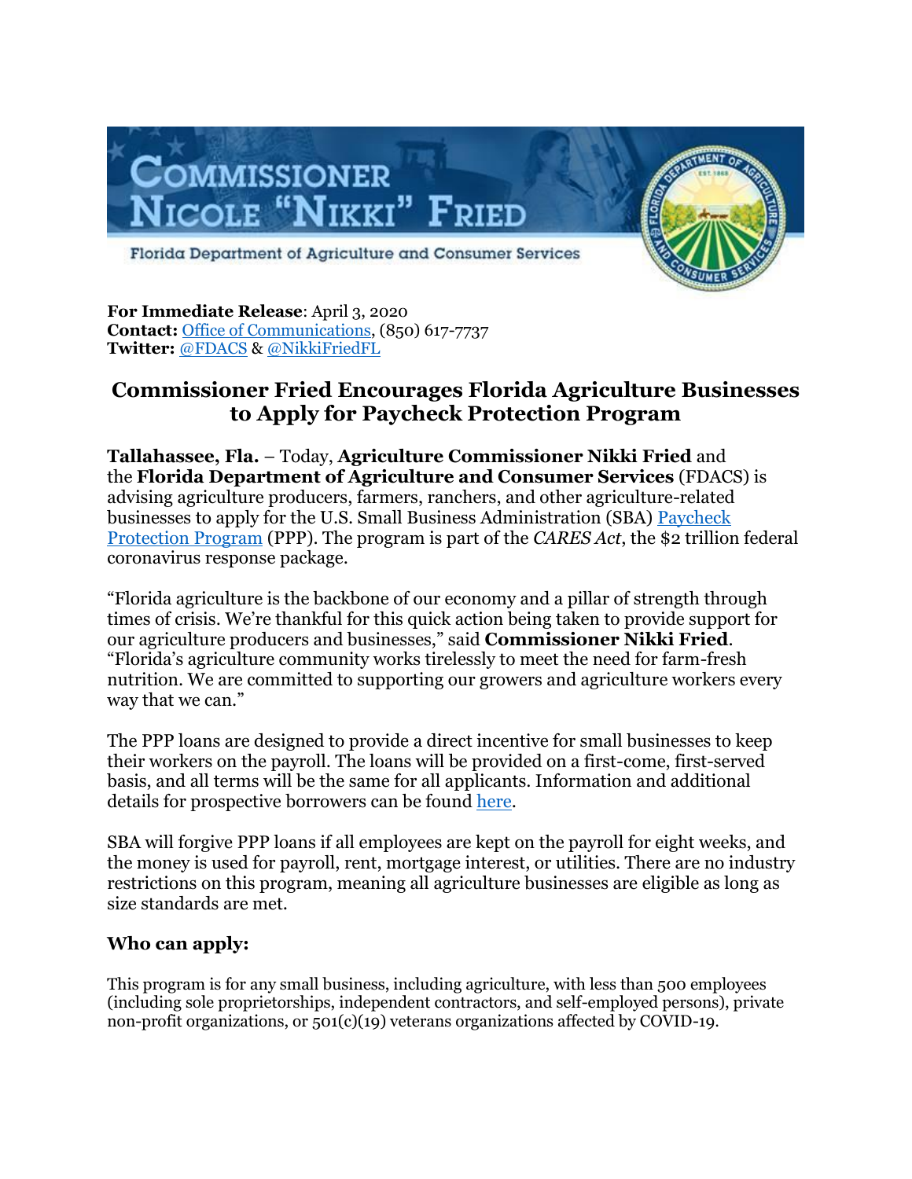**Commissioner Nicole "Nikki" Fried**

Florida Department of Agriculture and Consumer Services

**For Immediate Release**: April 3, 2020
**Contact:** Office of Communications, (850) 617-7737
**Twitter:** @FDACS & @NikkiFriedFL

## Commissioner Fried Encourages Florida Agriculture Businesses to Apply for Paycheck Protection Program

**Tallahassee, Fla.** – Today, **Agriculture Commissioner Nikki Fried** and the **Florida Department of Agriculture and Consumer Services** (FDACS) is advising agriculture producers, farmers, ranchers, and other agriculture-related businesses to apply for the U.S. Small Business Administration (SBA) Paycheck Protection Program (PPP). The program is part of the *CARES Act*, the $2 trillion federal coronavirus response package.

"Florida agriculture is the backbone of our economy and a pillar of strength through times of crisis. We're thankful for this quick action being taken to provide support for our agriculture producers and businesses," said **Commissioner Nikki Fried**. "Florida's agriculture community works tirelessly to meet the need for farm-fresh nutrition. We are committed to supporting our growers and agriculture workers every way that we can."

The PPP loans are designed to provide a direct incentive for small businesses to keep their workers on the payroll. The loans will be provided on a first-come, first-served basis, and all terms will be the same for all applicants. Information and additional details for prospective borrowers can be found here.

SBA will forgive PPP loans if all employees are kept on the payroll for eight weeks, and the money is used for payroll, rent, mortgage interest, or utilities. There are no industry restrictions on this program, meaning all agriculture businesses are eligible as long as size standards are met.

### Who can apply:

This program is for any small business, including agriculture, with less than 500 employees (including sole proprietorships, independent contractors, and self-employed persons), private non-profit organizations, or 501(c)(19) veterans organizations affected by COVID-19.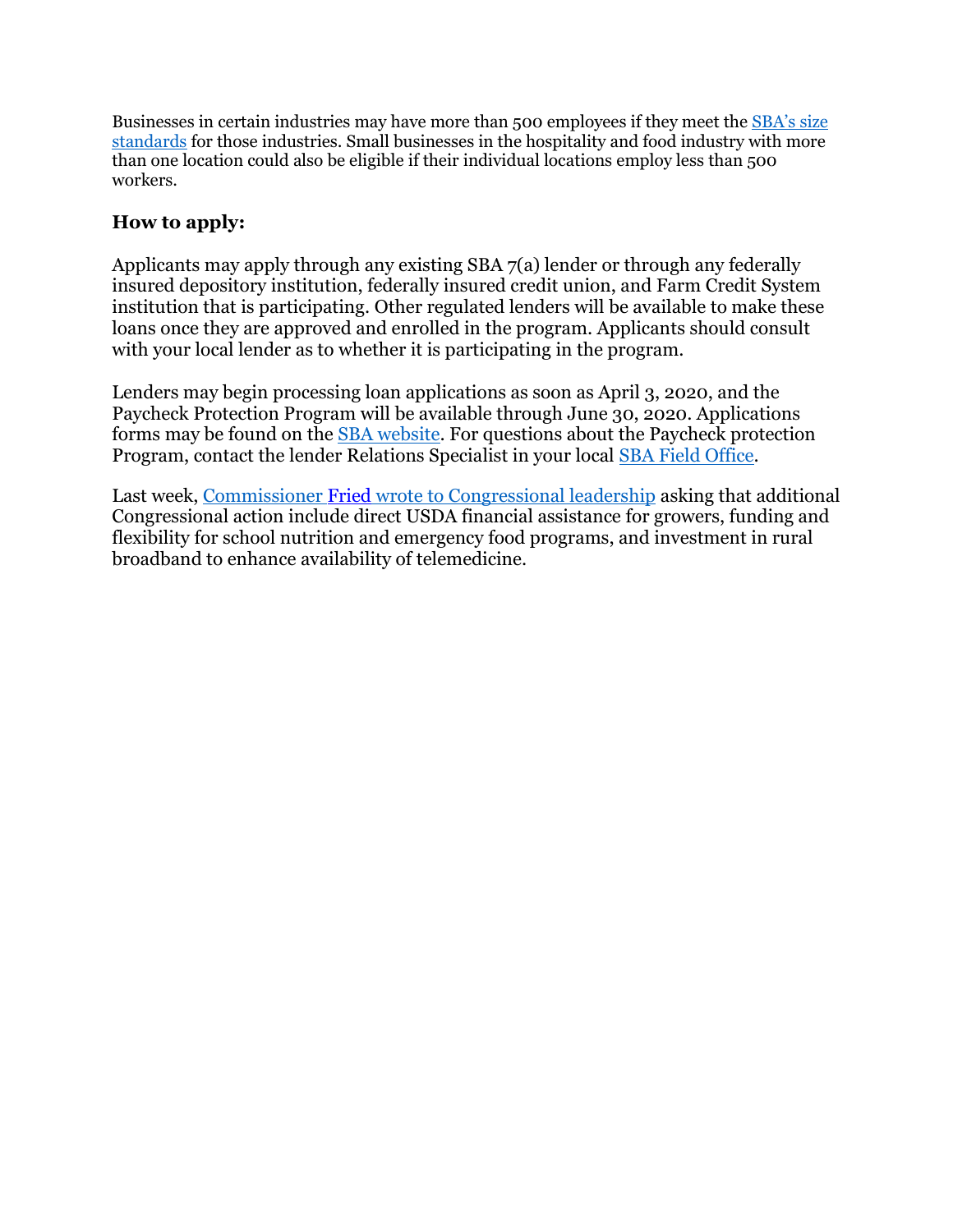Businesses in certain industries may have more than 500 employees if they meet the SBA's size standards for those industries. Small businesses in the hospitality and food industry with more than one location could also be eligible if their individual locations employ less than 500 workers.

### How to apply:

Applicants may apply through any existing SBA 7(a) lender or through any federally insured depository institution, federally insured credit union, and Farm Credit System institution that is participating. Other regulated lenders will be available to make these loans once they are approved and enrolled in the program. Applicants should consult with your local lender as to whether it is participating in the program.

Lenders may begin processing loan applications as soon as April 3, 2020, and the Paycheck Protection Program will be available through June 30, 2020. Applications forms may be found on the SBA website. For questions about the Paycheck protection Program, contact the lender Relations Specialist in your local SBA Field Office.

Last week, Commissioner Fried wrote to Congressional leadership asking that additional Congressional action include direct USDA financial assistance for growers, funding and flexibility for school nutrition and emergency food programs, and investment in rural broadband to enhance availability of telemedicine.